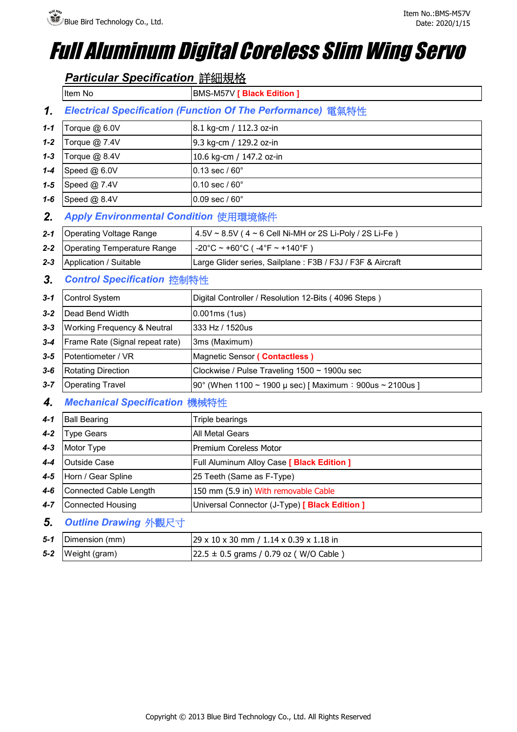Blue Bird Technology Co., Ltd.

Item No.:BMS-M57V
Date: 2020/1/15

# Full Aluminum Digital Coreless Slim Wing Servo

## Particular Specification 詳細規格

| Item No | BMS-M57V **[ Black Edition ]** |
|---|---|

## 1. Electrical Specification (Function Of The Performance) 電氣特性

| | | |
|---|---|---|
| 1-1 | Torque @ 6.0V | 8.1 kg-cm / 112.3 oz-in |
| 1-2 | Torque @ 7.4V | 9.3 kg-cm / 129.2 oz-in |
| 1-3 | Torque @ 8.4V | 10.6 kg-cm / 147.2 oz-in |
| 1-4 | Speed @ 6.0V | 0.13 sec / 60° |
| 1-5 | Speed @ 7.4V | 0.10 sec / 60° |
| 1-6 | Speed @ 8.4V | 0.09 sec / 60° |

## 2. Apply Environmental Condition 使用環境條件

| | | |
|---|---|---|
| 2-1 | Operating Voltage Range | 4.5V ~ 8.5V ( 4 ~ 6 Cell Ni-MH or 2S Li-Poly / 2S Li-Fe ) |
| 2-2 | Operating Temperature Range | -20°C ~ +60°C ( -4°F ~ +140°F ) |
| 2-3 | Application / Suitable | Large Glider series, Sailplane : F3B / F3J / F3F & Aircraft |

## 3. Control Specification 控制特性

| | | |
|---|---|---|
| 3-1 | Control System | Digital Controller / Resolution 12-Bits ( 4096 Steps ) |
| 3-2 | Dead Bend Width | 0.001ms (1us) |
| 3-3 | Working Frequency & Neutral | 333 Hz / 1520us |
| 3-4 | Frame Rate (Signal repeat rate) | 3ms (Maximum) |
| 3-5 | Potentiometer / VR | Magnetic Sensor **( Contactless )** |
| 3-6 | Rotating Direction | Clockwise / Pulse Traveling 1500 ~ 1900u sec |
| 3-7 | Operating Travel | 90° (When 1100 ~ 1900 μ sec) [ Maximum：900us ~ 2100us ] |

## 4. Mechanical Specification 機械特性

| | | |
|---|---|---|
| 4-1 | Ball Bearing | Triple bearings |
| 4-2 | Type Gears | All Metal Gears |
| 4-3 | Motor Type | Premium Coreless Motor |
| 4-4 | Outside Case | Full Aluminum Alloy Case **[ Black Edition ]** |
| 4-5 | Horn / Gear Spline | 25 Teeth (Same as F-Type) |
| 4-6 | Connected Cable Length | 150 mm (5.9 in) With removable Cable |
| 4-7 | Connected Housing | Universal Connector (J-Type) **[ Black Edition ]** |

## 5. Outline Drawing 外觀尺寸

| | | |
|---|---|---|
| 5-1 | Dimension (mm) | 29 x 10 x 30 mm / 1.14 x 0.39 x 1.18 in |
| 5-2 | Weight (gram) | 22.5 ± 0.5 grams / 0.79 oz ( W/O Cable ) |

Copyright © 2013 Blue Bird Technology Co., Ltd. All Rights Reserved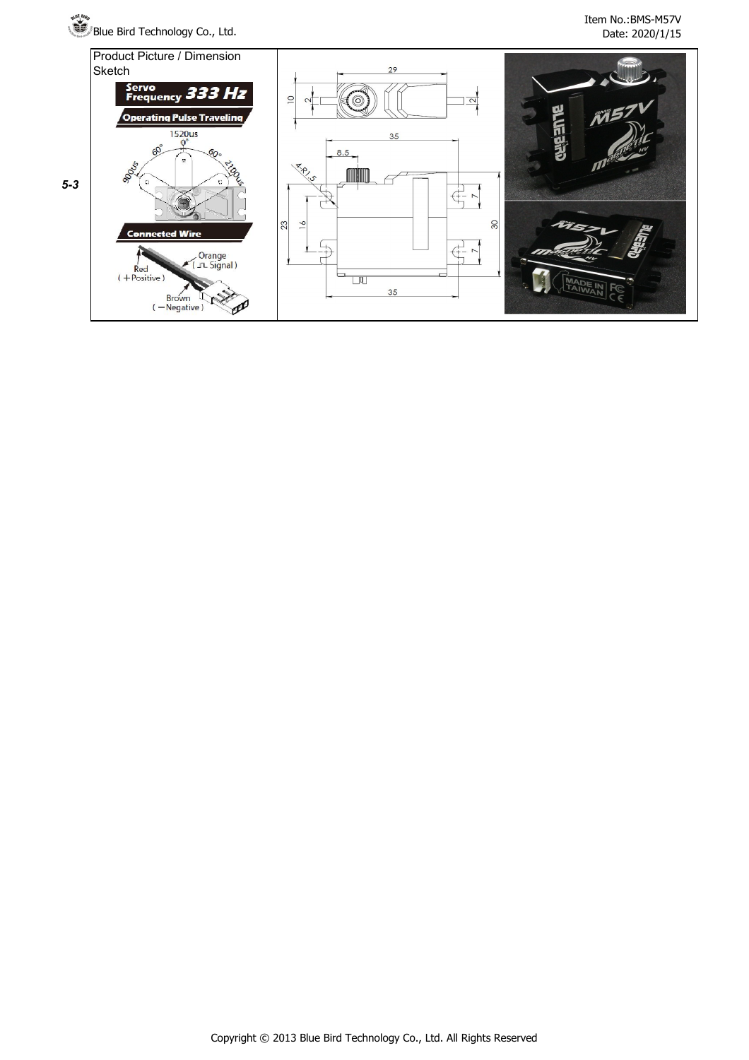| | | |
|---|---|---|
| *5-3* | Product Picture / Dimension Sketch | |

**Servo Frequency 333 Hz**

**Operating Pulse Traveling**

1520us

0°

60°

60°

900us

2100us

**Connected Wire**

Orange
( ⎍ Signal )

Red
( + Positive )

Brown
( − Negative )

29

10

2

2

35

8.5

4-R1.5

23

16

7

7

30

35